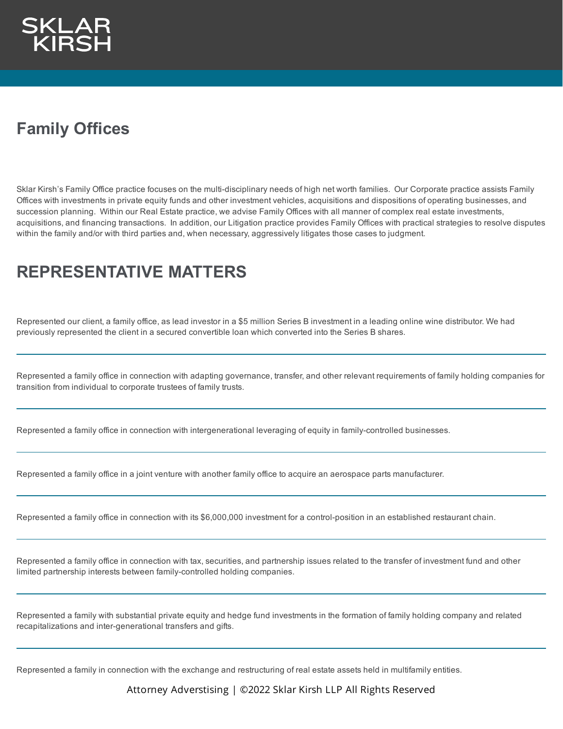SKLAR KIRSH

# Family Offices

Sklar Kirsh's Family Office practice focuses on the multi-disciplinary needs of high net worth families.  Our Corporate practice assists Family Offices with investments in private equity funds and other investment vehicles, acquisitions and dispositions of operating businesses, and succession planning.  Within our Real Estate practice, we advise Family Offices with all manner of complex real estate investments, acquisitions, and financing transactions.  In addition, our Litigation practice provides Family Offices with practical strategies to resolve disputes within the family and/or with third parties and, when necessary, aggressively litigates those cases to judgment.

## REPRESENTATIVE MATTERS

Represented our client, a family office, as lead investor in a $5 million Series B investment in a leading online wine distributor. We had previously represented the client in a secured convertible loan which converted into the Series B shares.

---

Represented a family office in connection with adapting governance, transfer, and other relevant requirements of family holding companies for transition from individual to corporate trustees of family trusts.

---

Represented a family office in connection with intergenerational leveraging of equity in family-controlled businesses.

---

Represented a family office in a joint venture with another family office to acquire an aerospace parts manufacturer.

---

Represented a family office in connection with its $6,000,000 investment for a control-position in an established restaurant chain.

---

Represented a family office in connection with tax, securities, and partnership issues related to the transfer of investment fund and other limited partnership interests between family-controlled holding companies.

---

Represented a family with substantial private equity and hedge fund investments in the formation of family holding company and related recapitalizations and inter-generational transfers and gifts.

---

Represented a family in connection with the exchange and restructuring of real estate assets held in multifamily entities.

Attorney Adverstising | ©2022 Sklar Kirsh LLP All Rights Reserved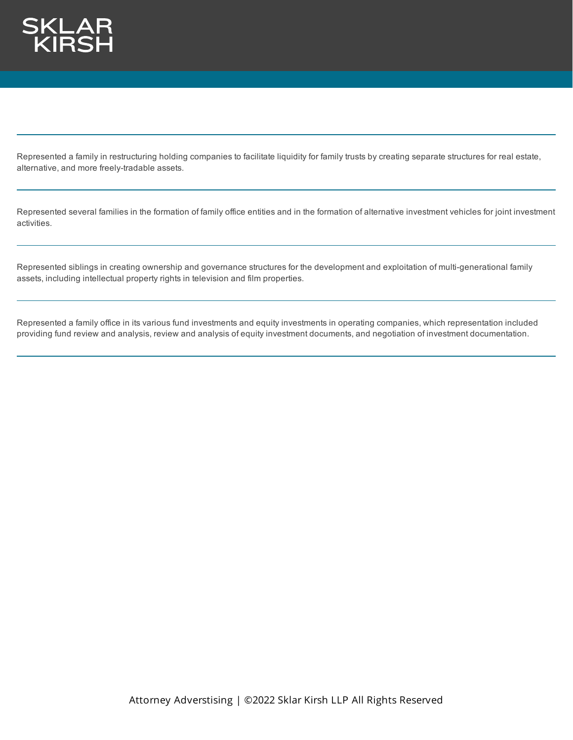Represented a family in restructuring holding companies to facilitate liquidity for family trusts by creating separate structures for real estate, alternative, and more freely-tradable assets.

---

Represented several families in the formation of family office entities and in the formation of alternative investment vehicles for joint investment activities.

---

Represented siblings in creating ownership and governance structures for the development and exploitation of multi-generational family assets, including intellectual property rights in television and film properties.

---

Represented a family office in its various fund investments and equity investments in operating companies, which representation included providing fund review and analysis, review and analysis of equity investment documents, and negotiation of investment documentation.

---

Attorney Adverstising | ©2022 Sklar Kirsh LLP All Rights Reserved